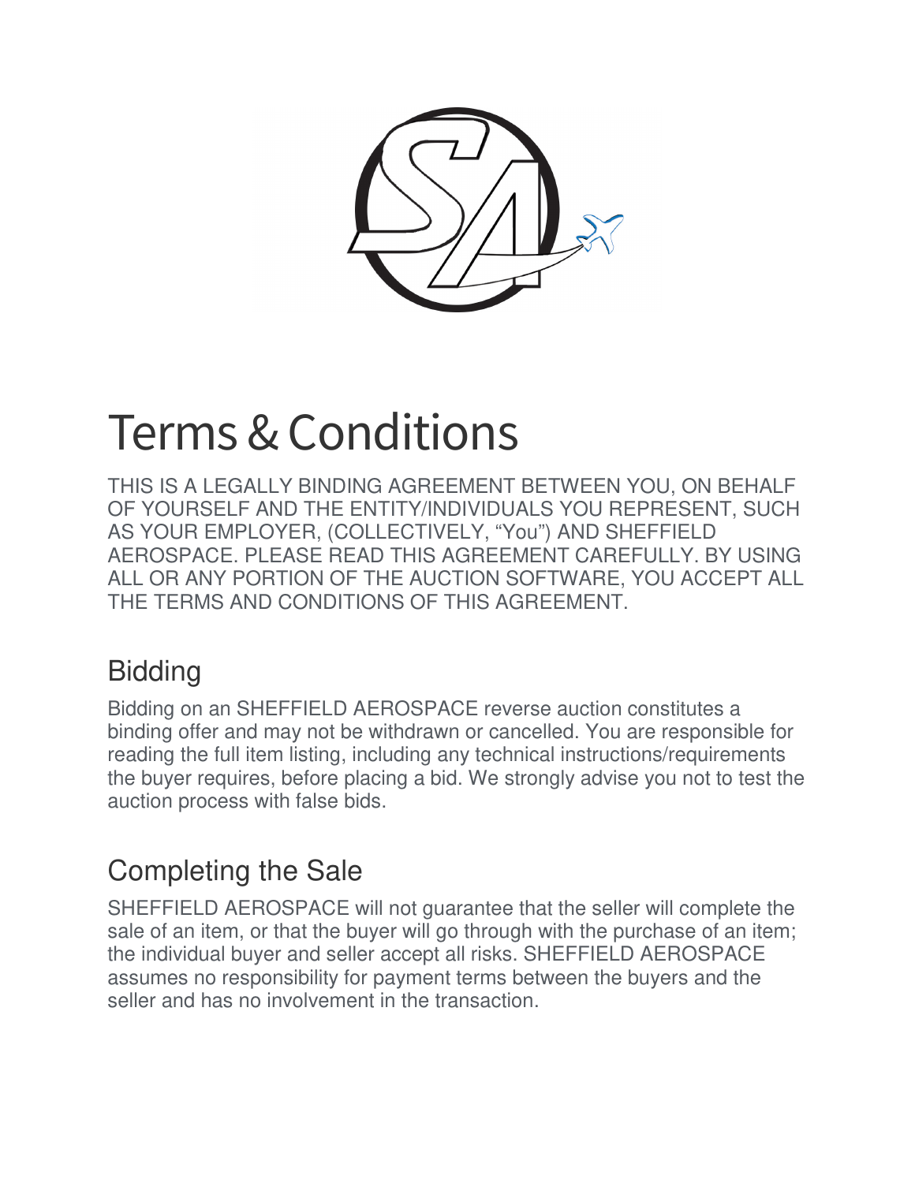# Terms & Conditions

THIS IS A LEGALLY BINDING AGREEMENT BETWEEN YOU, ON BEHALF OF YOURSELF AND THE ENTITY/INDIVIDUALS YOU REPRESENT, SUCH AS YOUR EMPLOYER, (COLLECTIVELY, “You”) AND SHEFFIELD AEROSPACE. PLEASE READ THIS AGREEMENT CAREFULLY. BY USING ALL OR ANY PORTION OF THE AUCTION SOFTWARE, YOU ACCEPT ALL THE TERMS AND CONDITIONS OF THIS AGREEMENT.

## Bidding

Bidding on an SHEFFIELD AEROSPACE reverse auction constitutes a binding offer and may not be withdrawn or cancelled. You are responsible for reading the full item listing, including any technical instructions/requirements the buyer requires, before placing a bid. We strongly advise you not to test the auction process with false bids.

## Completing the Sale

SHEFFIELD AEROSPACE will not guarantee that the seller will complete the sale of an item, or that the buyer will go through with the purchase of an item; the individual buyer and seller accept all risks. SHEFFIELD AEROSPACE assumes no responsibility for payment terms between the buyers and the seller and has no involvement in the transaction.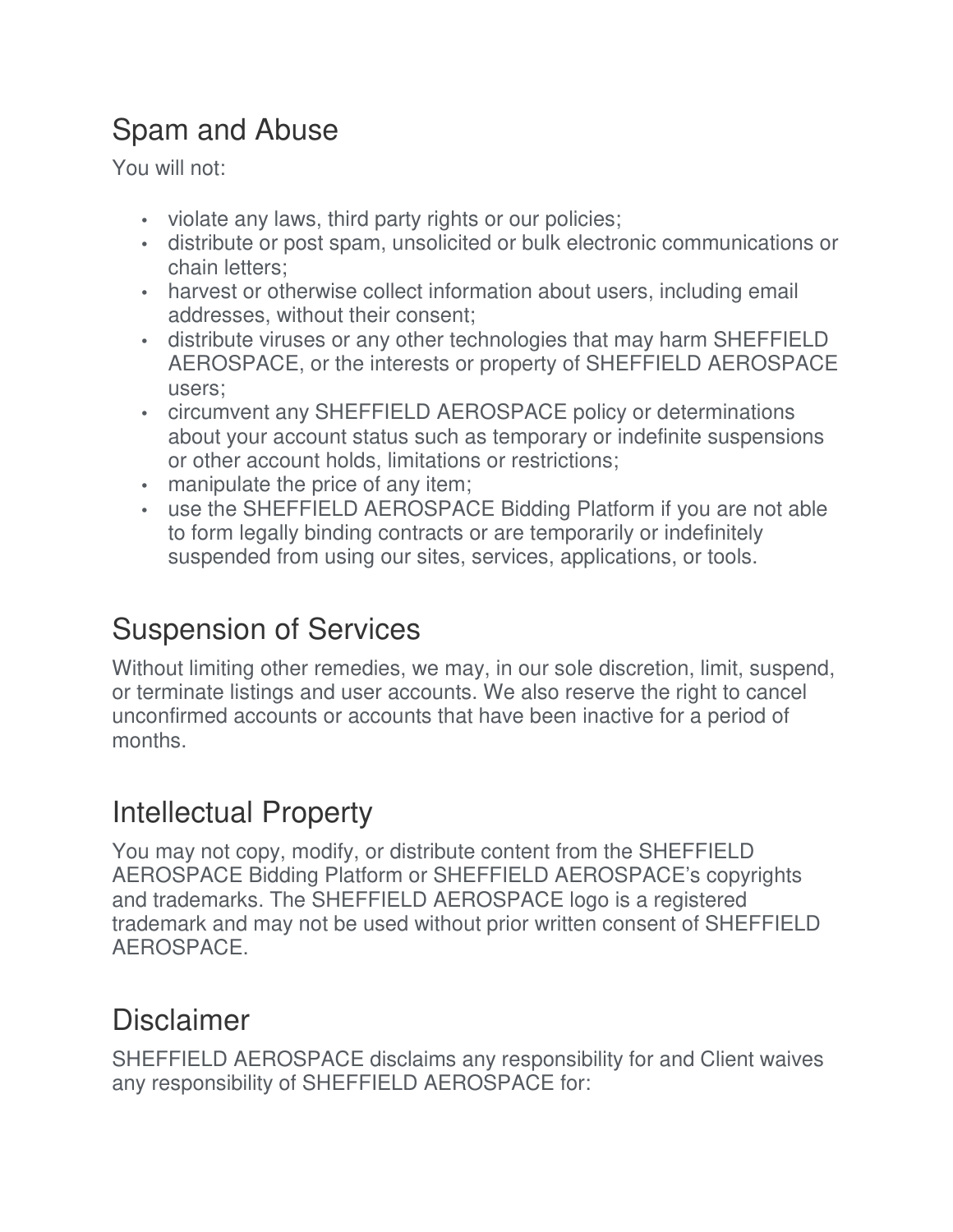## Spam and Abuse

You will not:

- violate any laws, third party rights or our policies;
- distribute or post spam, unsolicited or bulk electronic communications or chain letters;
- harvest or otherwise collect information about users, including email addresses, without their consent;
- distribute viruses or any other technologies that may harm SHEFFIELD AEROSPACE, or the interests or property of SHEFFIELD AEROSPACE users;
- circumvent any SHEFFIELD AEROSPACE policy or determinations about your account status such as temporary or indefinite suspensions or other account holds, limitations or restrictions;
- manipulate the price of any item;
- use the SHEFFIELD AEROSPACE Bidding Platform if you are not able to form legally binding contracts or are temporarily or indefinitely suspended from using our sites, services, applications, or tools.

## Suspension of Services

Without limiting other remedies, we may, in our sole discretion, limit, suspend, or terminate listings and user accounts. We also reserve the right to cancel unconfirmed accounts or accounts that have been inactive for a period of months.

## Intellectual Property

You may not copy, modify, or distribute content from the SHEFFIELD AEROSPACE Bidding Platform or SHEFFIELD AEROSPACE's copyrights and trademarks. The SHEFFIELD AEROSPACE logo is a registered trademark and may not be used without prior written consent of SHEFFIELD AEROSPACE.

## Disclaimer

SHEFFIELD AEROSPACE disclaims any responsibility for and Client waives any responsibility of SHEFFIELD AEROSPACE for: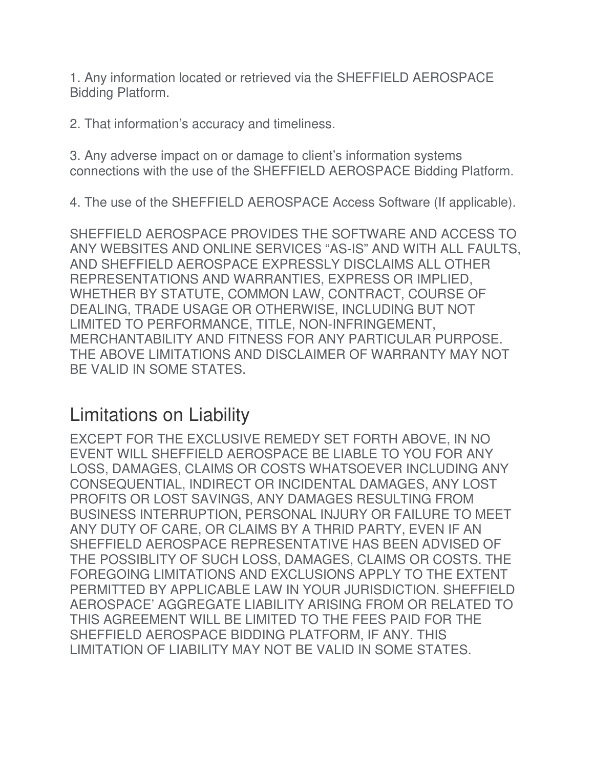1. Any information located or retrieved via the SHEFFIELD AEROSPACE Bidding Platform.

2. That information's accuracy and timeliness.

3. Any adverse impact on or damage to client's information systems connections with the use of the SHEFFIELD AEROSPACE Bidding Platform.

4. The use of the SHEFFIELD AEROSPACE Access Software (If applicable).

SHEFFIELD AEROSPACE PROVIDES THE SOFTWARE AND ACCESS TO ANY WEBSITES AND ONLINE SERVICES "AS-IS" AND WITH ALL FAULTS, AND SHEFFIELD AEROSPACE EXPRESSLY DISCLAIMS ALL OTHER REPRESENTATIONS AND WARRANTIES, EXPRESS OR IMPLIED, WHETHER BY STATUTE, COMMON LAW, CONTRACT, COURSE OF DEALING, TRADE USAGE OR OTHERWISE, INCLUDING BUT NOT LIMITED TO PERFORMANCE, TITLE, NON-INFRINGEMENT, MERCHANTABILITY AND FITNESS FOR ANY PARTICULAR PURPOSE. THE ABOVE LIMITATIONS AND DISCLAIMER OF WARRANTY MAY NOT BE VALID IN SOME STATES.

## Limitations on Liability

EXCEPT FOR THE EXCLUSIVE REMEDY SET FORTH ABOVE, IN NO EVENT WILL SHEFFIELD AEROSPACE BE LIABLE TO YOU FOR ANY LOSS, DAMAGES, CLAIMS OR COSTS WHATSOEVER INCLUDING ANY CONSEQUENTIAL, INDIRECT OR INCIDENTAL DAMAGES, ANY LOST PROFITS OR LOST SAVINGS, ANY DAMAGES RESULTING FROM BUSINESS INTERRUPTION, PERSONAL INJURY OR FAILURE TO MEET ANY DUTY OF CARE, OR CLAIMS BY A THRID PARTY, EVEN IF AN SHEFFIELD AEROSPACE REPRESENTATIVE HAS BEEN ADVISED OF THE POSSIBLITY OF SUCH LOSS, DAMAGES, CLAIMS OR COSTS. THE FOREGOING LIMITATIONS AND EXCLUSIONS APPLY TO THE EXTENT PERMITTED BY APPLICABLE LAW IN YOUR JURISDICTION. SHEFFIELD AEROSPACE' AGGREGATE LIABILITY ARISING FROM OR RELATED TO THIS AGREEMENT WILL BE LIMITED TO THE FEES PAID FOR THE SHEFFIELD AEROSPACE BIDDING PLATFORM, IF ANY. THIS LIMITATION OF LIABILITY MAY NOT BE VALID IN SOME STATES.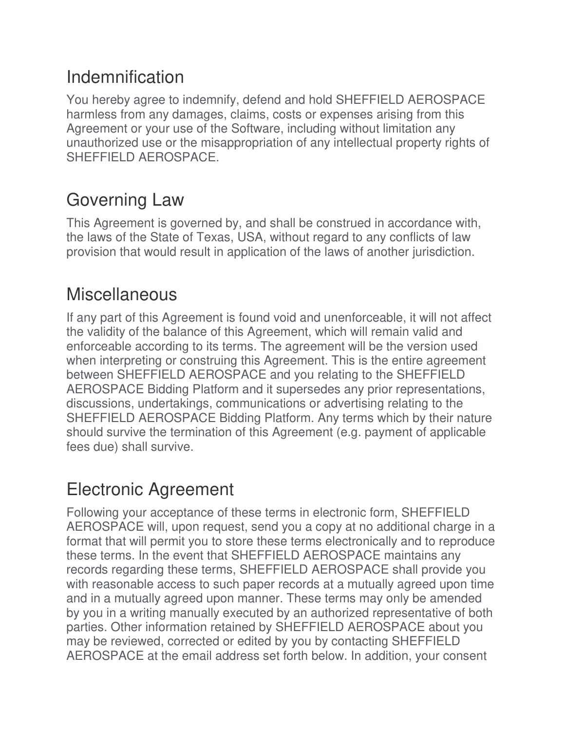## Indemnification

You hereby agree to indemnify, defend and hold SHEFFIELD AEROSPACE harmless from any damages, claims, costs or expenses arising from this Agreement or your use of the Software, including without limitation any unauthorized use or the misappropriation of any intellectual property rights of SHEFFIELD AEROSPACE.

## Governing Law

This Agreement is governed by, and shall be construed in accordance with, the laws of the State of Texas, USA, without regard to any conflicts of law provision that would result in application of the laws of another jurisdiction.

## Miscellaneous

If any part of this Agreement is found void and unenforceable, it will not affect the validity of the balance of this Agreement, which will remain valid and enforceable according to its terms. The agreement will be the version used when interpreting or construing this Agreement. This is the entire agreement between SHEFFIELD AEROSPACE and you relating to the SHEFFIELD AEROSPACE Bidding Platform and it supersedes any prior representations, discussions, undertakings, communications or advertising relating to the SHEFFIELD AEROSPACE Bidding Platform. Any terms which by their nature should survive the termination of this Agreement (e.g. payment of applicable fees due) shall survive.

## Electronic Agreement

Following your acceptance of these terms in electronic form, SHEFFIELD AEROSPACE will, upon request, send you a copy at no additional charge in a format that will permit you to store these terms electronically and to reproduce these terms. In the event that SHEFFIELD AEROSPACE maintains any records regarding these terms, SHEFFIELD AEROSPACE shall provide you with reasonable access to such paper records at a mutually agreed upon time and in a mutually agreed upon manner. These terms may only be amended by you in a writing manually executed by an authorized representative of both parties. Other information retained by SHEFFIELD AEROSPACE about you may be reviewed, corrected or edited by you by contacting SHEFFIELD AEROSPACE at the email address set forth below. In addition, your consent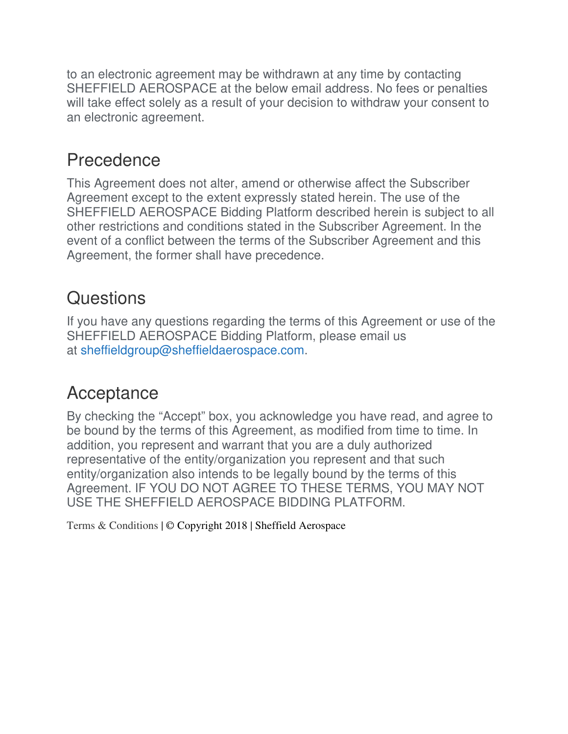to an electronic agreement may be withdrawn at any time by contacting SHEFFIELD AEROSPACE at the below email address. No fees or penalties will take effect solely as a result of your decision to withdraw your consent to an electronic agreement.

## Precedence

This Agreement does not alter, amend or otherwise affect the Subscriber Agreement except to the extent expressly stated herein. The use of the SHEFFIELD AEROSPACE Bidding Platform described herein is subject to all other restrictions and conditions stated in the Subscriber Agreement. In the event of a conflict between the terms of the Subscriber Agreement and this Agreement, the former shall have precedence.

## Questions

If you have any questions regarding the terms of this Agreement or use of the SHEFFIELD AEROSPACE Bidding Platform, please email us at sheffieldgroup@sheffieldaerospace.com.

## Acceptance

By checking the "Accept" box, you acknowledge you have read, and agree to be bound by the terms of this Agreement, as modified from time to time. In addition, you represent and warrant that you are a duly authorized representative of the entity/organization you represent and that such entity/organization also intends to be legally bound by the terms of this Agreement. IF YOU DO NOT AGREE TO THESE TERMS, YOU MAY NOT USE THE SHEFFIELD AEROSPACE BIDDING PLATFORM.

Terms & Conditions | © Copyright 2018 | Sheffield Aerospace